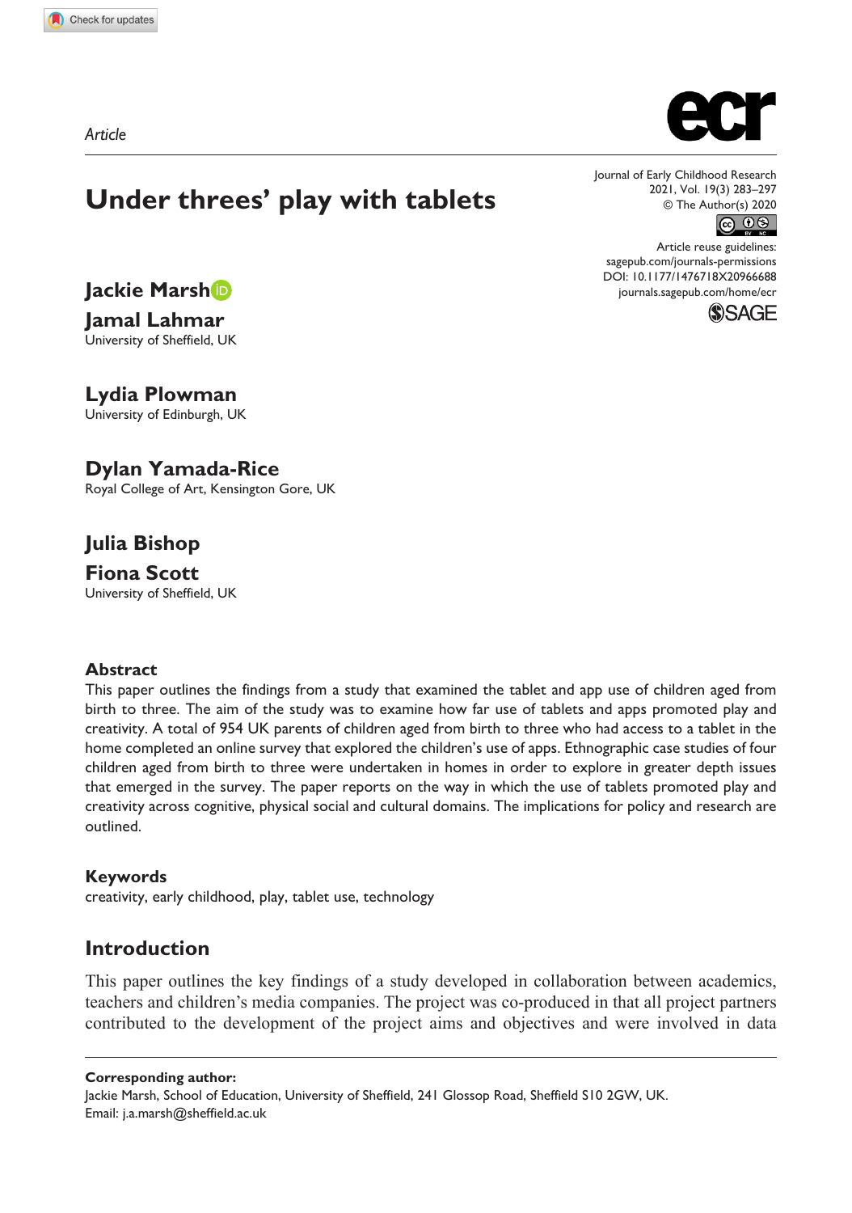Article

# Under threes' play with tablets

**Jackie Marsh**
**Jamal Lahmar**
University of Sheffield, UK

**Lydia Plowman**
University of Edinburgh, UK

**Dylan Yamada-Rice**
Royal College of Art, Kensington Gore, UK

**Julia Bishop**
**Fiona Scott**
University of Sheffield, UK

Journal of Early Childhood Research
2021, Vol. 19(3) 283–297
© The Author(s) 2020
Article reuse guidelines:
sagepub.com/journals-permissions
DOI: 10.1177/1476718X20966688
journals.sagepub.com/home/ecr

### Abstract

This paper outlines the findings from a study that examined the tablet and app use of children aged from birth to three. The aim of the study was to examine how far use of tablets and apps promoted play and creativity. A total of 954 UK parents of children aged from birth to three who had access to a tablet in the home completed an online survey that explored the children's use of apps. Ethnographic case studies of four children aged from birth to three were undertaken in homes in order to explore in greater depth issues that emerged in the survey. The paper reports on the way in which the use of tablets promoted play and creativity across cognitive, physical social and cultural domains. The implications for policy and research are outlined.

### Keywords

creativity, early childhood, play, tablet use, technology

## Introduction

This paper outlines the key findings of a study developed in collaboration between academics, teachers and children's media companies. The project was co-produced in that all project partners contributed to the development of the project aims and objectives and were involved in data

**Corresponding author:**
Jackie Marsh, School of Education, University of Sheffield, 241 Glossop Road, Sheffield S10 2GW, UK.
Email: j.a.marsh@sheffield.ac.uk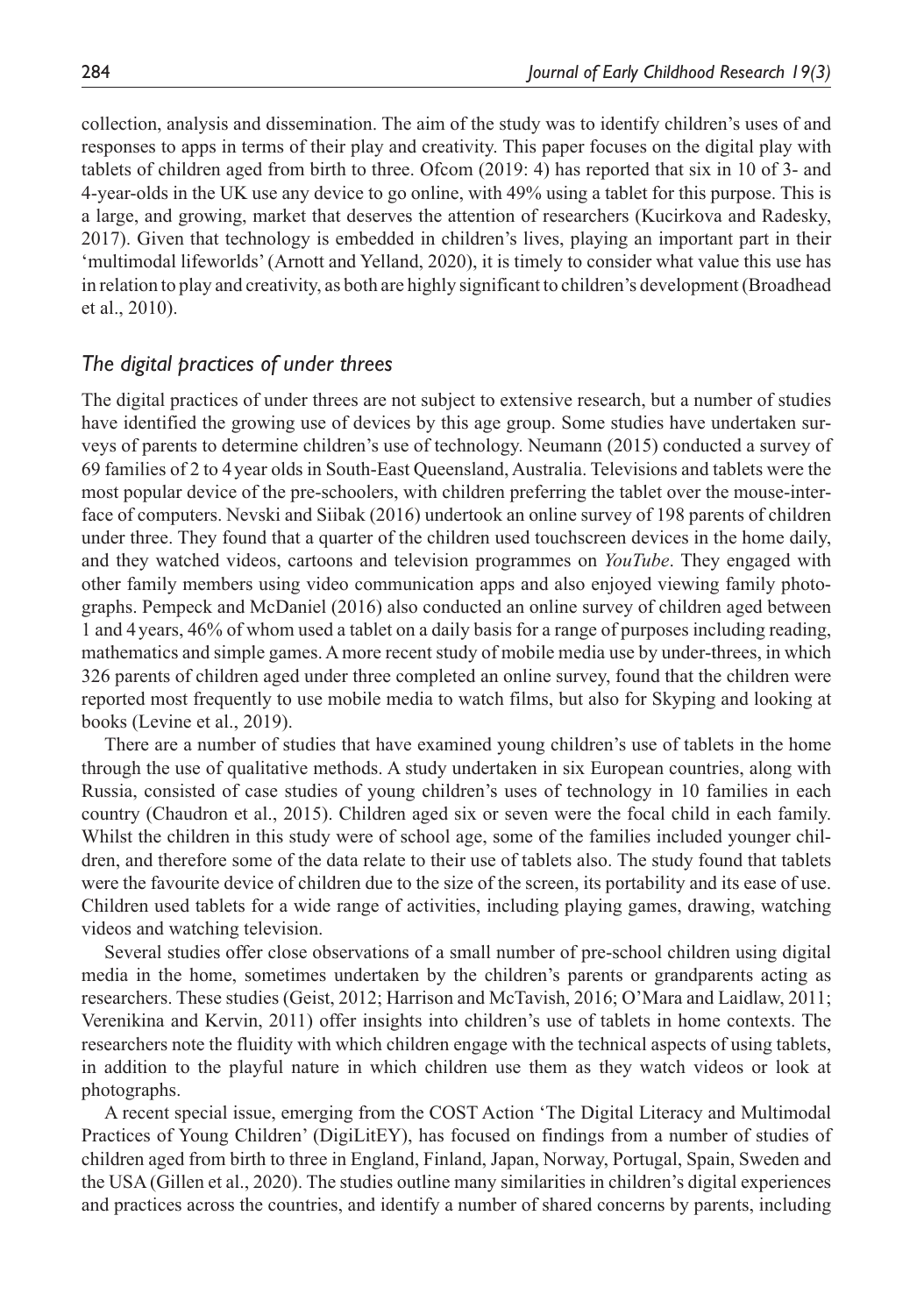collection, analysis and dissemination. The aim of the study was to identify children's uses of and responses to apps in terms of their play and creativity. This paper focuses on the digital play with tablets of children aged from birth to three. Ofcom (2019: 4) has reported that six in 10 of 3- and 4-year-olds in the UK use any device to go online, with 49% using a tablet for this purpose. This is a large, and growing, market that deserves the attention of researchers (Kucirkova and Radesky, 2017). Given that technology is embedded in children's lives, playing an important part in their 'multimodal lifeworlds' (Arnott and Yelland, 2020), it is timely to consider what value this use has in relation to play and creativity, as both are highly significant to children's development (Broadhead et al., 2010).

## *The digital practices of under threes*

The digital practices of under threes are not subject to extensive research, but a number of studies have identified the growing use of devices by this age group. Some studies have undertaken surveys of parents to determine children's use of technology. Neumann (2015) conducted a survey of 69 families of 2 to 4 year olds in South-East Queensland, Australia. Televisions and tablets were the most popular device of the pre-schoolers, with children preferring the tablet over the mouse-interface of computers. Nevski and Siibak (2016) undertook an online survey of 198 parents of children under three. They found that a quarter of the children used touchscreen devices in the home daily, and they watched videos, cartoons and television programmes on *YouTube*. They engaged with other family members using video communication apps and also enjoyed viewing family photographs. Pempeck and McDaniel (2016) also conducted an online survey of children aged between 1 and 4 years, 46% of whom used a tablet on a daily basis for a range of purposes including reading, mathematics and simple games. A more recent study of mobile media use by under-threes, in which 326 parents of children aged under three completed an online survey, found that the children were reported most frequently to use mobile media to watch films, but also for Skyping and looking at books (Levine et al., 2019).

There are a number of studies that have examined young children's use of tablets in the home through the use of qualitative methods. A study undertaken in six European countries, along with Russia, consisted of case studies of young children's uses of technology in 10 families in each country (Chaudron et al., 2015). Children aged six or seven were the focal child in each family. Whilst the children in this study were of school age, some of the families included younger children, and therefore some of the data relate to their use of tablets also. The study found that tablets were the favourite device of children due to the size of the screen, its portability and its ease of use. Children used tablets for a wide range of activities, including playing games, drawing, watching videos and watching television.

Several studies offer close observations of a small number of pre-school children using digital media in the home, sometimes undertaken by the children's parents or grandparents acting as researchers. These studies (Geist, 2012; Harrison and McTavish, 2016; O'Mara and Laidlaw, 2011; Verenikina and Kervin, 2011) offer insights into children's use of tablets in home contexts. The researchers note the fluidity with which children engage with the technical aspects of using tablets, in addition to the playful nature in which children use them as they watch videos or look at photographs.

A recent special issue, emerging from the COST Action 'The Digital Literacy and Multimodal Practices of Young Children' (DigiLitEY), has focused on findings from a number of studies of children aged from birth to three in England, Finland, Japan, Norway, Portugal, Spain, Sweden and the USA (Gillen et al., 2020). The studies outline many similarities in children's digital experiences and practices across the countries, and identify a number of shared concerns by parents, including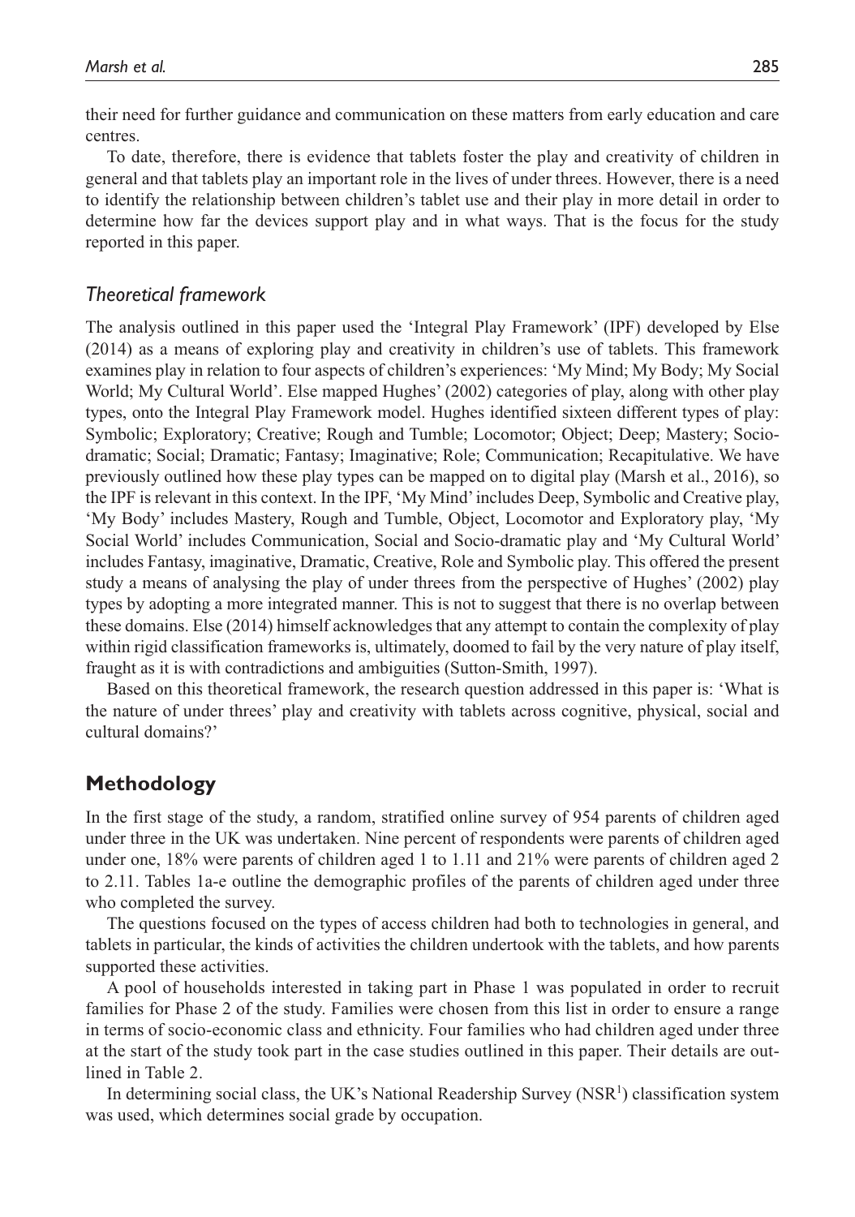their need for further guidance and communication on these matters from early education and care centres.

To date, therefore, there is evidence that tablets foster the play and creativity of children in general and that tablets play an important role in the lives of under threes. However, there is a need to identify the relationship between children's tablet use and their play in more detail in order to determine how far the devices support play and in what ways. That is the focus for the study reported in this paper.

### *Theoretical framework*

The analysis outlined in this paper used the 'Integral Play Framework' (IPF) developed by Else (2014) as a means of exploring play and creativity in children's use of tablets. This framework examines play in relation to four aspects of children's experiences: 'My Mind; My Body; My Social World; My Cultural World'. Else mapped Hughes' (2002) categories of play, along with other play types, onto the Integral Play Framework model. Hughes identified sixteen different types of play: Symbolic; Exploratory; Creative; Rough and Tumble; Locomotor; Object; Deep; Mastery; Socio-dramatic; Social; Dramatic; Fantasy; Imaginative; Role; Communication; Recapitulative. We have previously outlined how these play types can be mapped on to digital play (Marsh et al., 2016), so the IPF is relevant in this context. In the IPF, 'My Mind' includes Deep, Symbolic and Creative play, 'My Body' includes Mastery, Rough and Tumble, Object, Locomotor and Exploratory play, 'My Social World' includes Communication, Social and Socio-dramatic play and 'My Cultural World' includes Fantasy, imaginative, Dramatic, Creative, Role and Symbolic play. This offered the present study a means of analysing the play of under threes from the perspective of Hughes' (2002) play types by adopting a more integrated manner. This is not to suggest that there is no overlap between these domains. Else (2014) himself acknowledges that any attempt to contain the complexity of play within rigid classification frameworks is, ultimately, doomed to fail by the very nature of play itself, fraught as it is with contradictions and ambiguities (Sutton-Smith, 1997).

Based on this theoretical framework, the research question addressed in this paper is: 'What is the nature of under threes' play and creativity with tablets across cognitive, physical, social and cultural domains?'

## Methodology

In the first stage of the study, a random, stratified online survey of 954 parents of children aged under three in the UK was undertaken. Nine percent of respondents were parents of children aged under one, 18% were parents of children aged 1 to 1.11 and 21% were parents of children aged 2 to 2.11. Tables 1a-e outline the demographic profiles of the parents of children aged under three who completed the survey.

The questions focused on the types of access children had both to technologies in general, and tablets in particular, the kinds of activities the children undertook with the tablets, and how parents supported these activities.

A pool of households interested in taking part in Phase 1 was populated in order to recruit families for Phase 2 of the study. Families were chosen from this list in order to ensure a range in terms of socio-economic class and ethnicity. Four families who had children aged under three at the start of the study took part in the case studies outlined in this paper. Their details are outlined in Table 2.

In determining social class, the UK's National Readership Survey (NSR[1]) classification system was used, which determines social grade by occupation.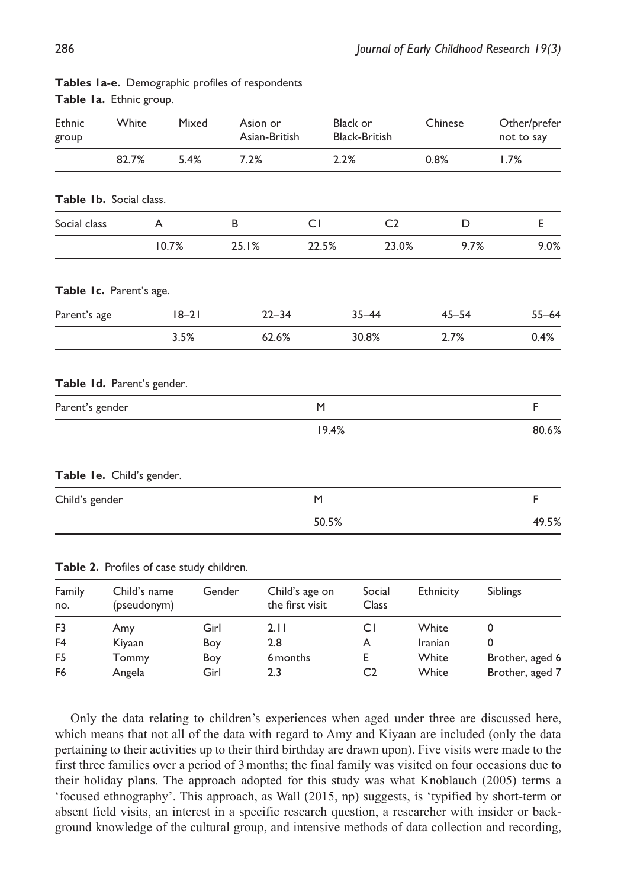**Tables 1a-e.** Demographic profiles of respondents

**Table 1a.** Ethnic group.

| Ethnic group | White | Mixed | Asion or Asian-British | Black or Black-British | Chinese | Other/prefer not to say |
|---|---|---|---|---|---|---|
| | 82.7% | 5.4% | 7.2% | 2.2% | 0.8% | 1.7% |

**Table 1b.** Social class.

| Social class | A | B | C1 | C2 | D | E |
|---|---|---|---|---|---|---|
| | 10.7% | 25.1% | 22.5% | 23.0% | 9.7% | 9.0% |

**Table 1c.** Parent's age.

| Parent's age | 18–21 | 22–34 | 35–44 | 45–54 | 55–64 |
|---|---|---|---|---|---|
| | 3.5% | 62.6% | 30.8% | 2.7% | 0.4% |

**Table 1d.** Parent's gender.

| Parent's gender | M | F |
|---|---|---|
| | 19.4% | 80.6% |

**Table 1e.** Child's gender.

| Child's gender | M | F |
|---|---|---|
| | 50.5% | 49.5% |

**Table 2.** Profiles of case study children.

| Family no. | Child's name (pseudonym) | Gender | Child's age on the first visit | Social Class | Ethnicity | Siblings |
|---|---|---|---|---|---|---|
| F3 | Amy | Girl | 2.11 | C1 | White | 0 |
| F4 | Kiyaan | Boy | 2.8 | A | Iranian | 0 |
| F5 | Tommy | Boy | 6 months | E | White | Brother, aged 6 |
| F6 | Angela | Girl | 2.3 | C2 | White | Brother, aged 7 |

Only the data relating to children's experiences when aged under three are discussed here, which means that not all of the data with regard to Amy and Kiyaan are included (only the data pertaining to their activities up to their third birthday are drawn upon). Five visits were made to the first three families over a period of 3 months; the final family was visited on four occasions due to their holiday plans. The approach adopted for this study was what Knoblauch (2005) terms a 'focused ethnography'. This approach, as Wall (2015, np) suggests, is 'typified by short-term or absent field visits, an interest in a specific research question, a researcher with insider or background knowledge of the cultural group, and intensive methods of data collection and recording,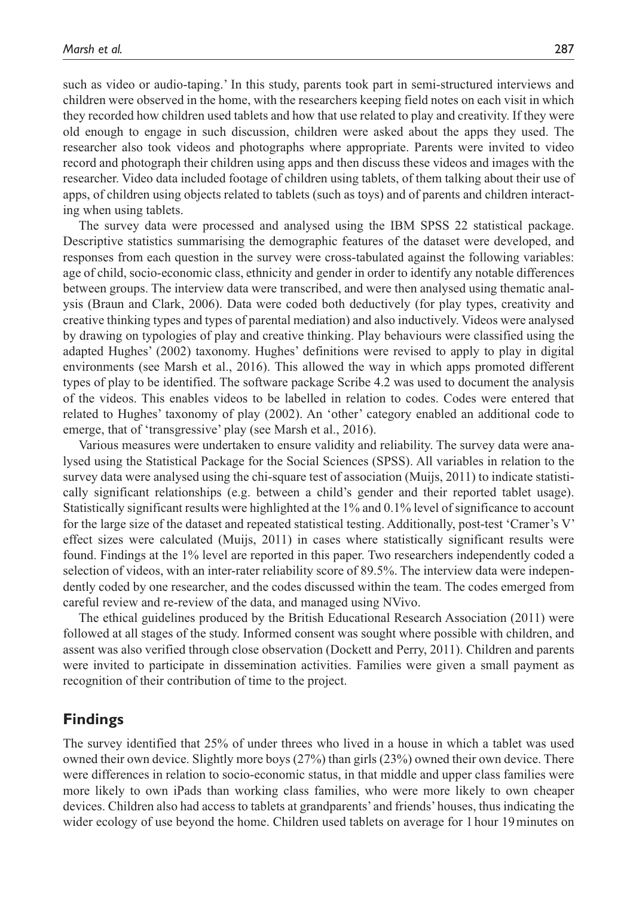such as video or audio-taping.' In this study, parents took part in semi-structured interviews and children were observed in the home, with the researchers keeping field notes on each visit in which they recorded how children used tablets and how that use related to play and creativity. If they were old enough to engage in such discussion, children were asked about the apps they used. The researcher also took videos and photographs where appropriate. Parents were invited to video record and photograph their children using apps and then discuss these videos and images with the researcher. Video data included footage of children using tablets, of them talking about their use of apps, of children using objects related to tablets (such as toys) and of parents and children interacting when using tablets.

The survey data were processed and analysed using the IBM SPSS 22 statistical package. Descriptive statistics summarising the demographic features of the dataset were developed, and responses from each question in the survey were cross-tabulated against the following variables: age of child, socio-economic class, ethnicity and gender in order to identify any notable differences between groups. The interview data were transcribed, and were then analysed using thematic analysis (Braun and Clark, 2006). Data were coded both deductively (for play types, creativity and creative thinking types and types of parental mediation) and also inductively. Videos were analysed by drawing on typologies of play and creative thinking. Play behaviours were classified using the adapted Hughes' (2002) taxonomy. Hughes' definitions were revised to apply to play in digital environments (see Marsh et al., 2016). This allowed the way in which apps promoted different types of play to be identified. The software package Scribe 4.2 was used to document the analysis of the videos. This enables videos to be labelled in relation to codes. Codes were entered that related to Hughes' taxonomy of play (2002). An 'other' category enabled an additional code to emerge, that of 'transgressive' play (see Marsh et al., 2016).

Various measures were undertaken to ensure validity and reliability. The survey data were analysed using the Statistical Package for the Social Sciences (SPSS). All variables in relation to the survey data were analysed using the chi-square test of association (Muijs, 2011) to indicate statistically significant relationships (e.g. between a child's gender and their reported tablet usage). Statistically significant results were highlighted at the 1% and 0.1% level of significance to account for the large size of the dataset and repeated statistical testing. Additionally, post-test 'Cramer's V' effect sizes were calculated (Muijs, 2011) in cases where statistically significant results were found. Findings at the 1% level are reported in this paper. Two researchers independently coded a selection of videos, with an inter-rater reliability score of 89.5%. The interview data were independently coded by one researcher, and the codes discussed within the team. The codes emerged from careful review and re-review of the data, and managed using NVivo.

The ethical guidelines produced by the British Educational Research Association (2011) were followed at all stages of the study. Informed consent was sought where possible with children, and assent was also verified through close observation (Dockett and Perry, 2011). Children and parents were invited to participate in dissemination activities. Families were given a small payment as recognition of their contribution of time to the project.

## Findings

The survey identified that 25% of under threes who lived in a house in which a tablet was used owned their own device. Slightly more boys (27%) than girls (23%) owned their own device. There were differences in relation to socio-economic status, in that middle and upper class families were more likely to own iPads than working class families, who were more likely to own cheaper devices. Children also had access to tablets at grandparents' and friends' houses, thus indicating the wider ecology of use beyond the home. Children used tablets on average for 1 hour 19 minutes on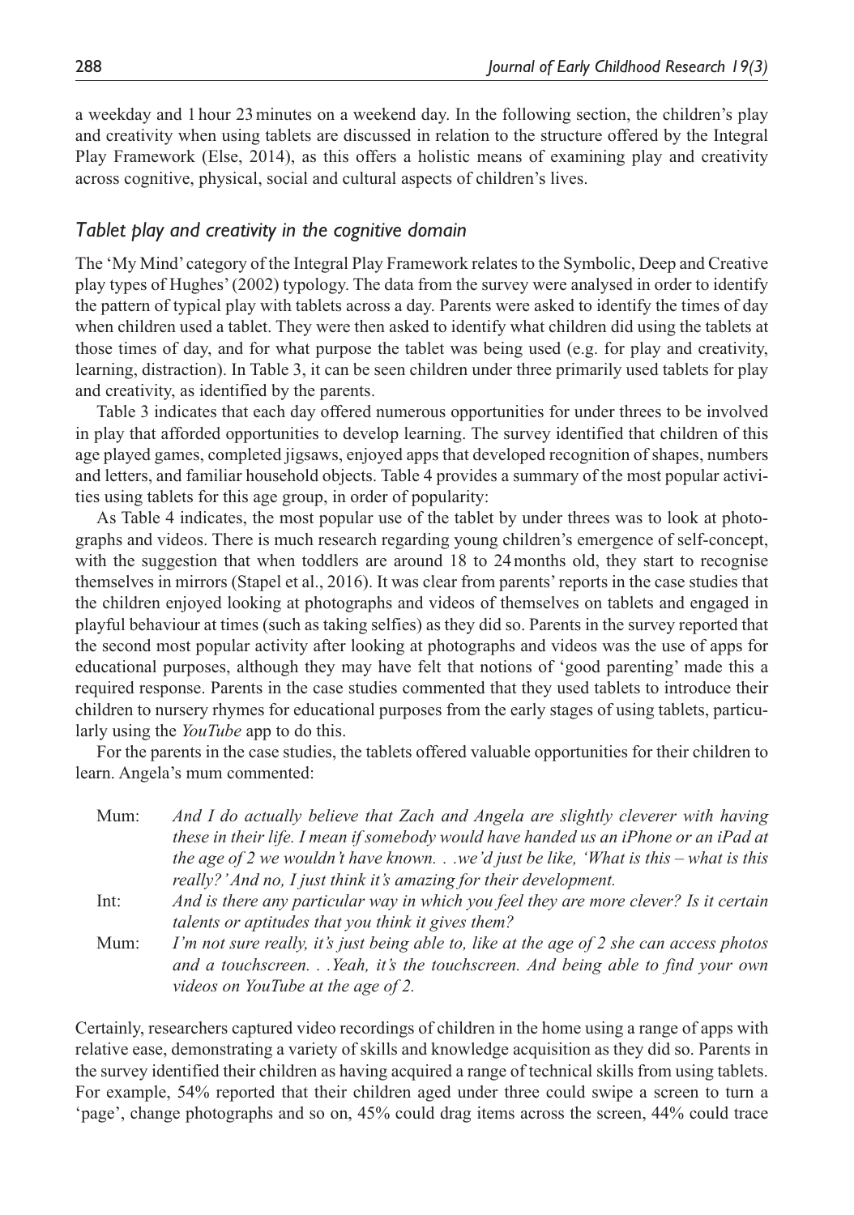a weekday and 1 hour 23 minutes on a weekend day. In the following section, the children's play and creativity when using tablets are discussed in relation to the structure offered by the Integral Play Framework (Else, 2014), as this offers a holistic means of examining play and creativity across cognitive, physical, social and cultural aspects of children's lives.

### *Tablet play and creativity in the cognitive domain*

The 'My Mind' category of the Integral Play Framework relates to the Symbolic, Deep and Creative play types of Hughes' (2002) typology. The data from the survey were analysed in order to identify the pattern of typical play with tablets across a day. Parents were asked to identify the times of day when children used a tablet. They were then asked to identify what children did using the tablets at those times of day, and for what purpose the tablet was being used (e.g. for play and creativity, learning, distraction). In Table 3, it can be seen children under three primarily used tablets for play and creativity, as identified by the parents.

Table 3 indicates that each day offered numerous opportunities for under threes to be involved in play that afforded opportunities to develop learning. The survey identified that children of this age played games, completed jigsaws, enjoyed apps that developed recognition of shapes, numbers and letters, and familiar household objects. Table 4 provides a summary of the most popular activities using tablets for this age group, in order of popularity:

As Table 4 indicates, the most popular use of the tablet by under threes was to look at photographs and videos. There is much research regarding young children's emergence of self-concept, with the suggestion that when toddlers are around 18 to 24 months old, they start to recognise themselves in mirrors (Stapel et al., 2016). It was clear from parents' reports in the case studies that the children enjoyed looking at photographs and videos of themselves on tablets and engaged in playful behaviour at times (such as taking selfies) as they did so. Parents in the survey reported that the second most popular activity after looking at photographs and videos was the use of apps for educational purposes, although they may have felt that notions of 'good parenting' made this a required response. Parents in the case studies commented that they used tablets to introduce their children to nursery rhymes for educational purposes from the early stages of using tablets, particularly using the *YouTube* app to do this.

For the parents in the case studies, the tablets offered valuable opportunities for their children to learn. Angela's mum commented:

> Mum: *And I do actually believe that Zach and Angela are slightly cleverer with having these in their life. I mean if somebody would have handed us an iPhone or an iPad at the age of 2 we wouldn't have known. . .we'd just be like, 'What is this – what is this really?' And no, I just think it's amazing for their development.*
>
> Int: *And is there any particular way in which you feel they are more clever? Is it certain talents or aptitudes that you think it gives them?*
>
> Mum: *I'm not sure really, it's just being able to, like at the age of 2 she can access photos and a touchscreen. . .Yeah, it's the touchscreen. And being able to find your own videos on YouTube at the age of 2.*

Certainly, researchers captured video recordings of children in the home using a range of apps with relative ease, demonstrating a variety of skills and knowledge acquisition as they did so. Parents in the survey identified their children as having acquired a range of technical skills from using tablets. For example, 54% reported that their children aged under three could swipe a screen to turn a 'page', change photographs and so on, 45% could drag items across the screen, 44% could trace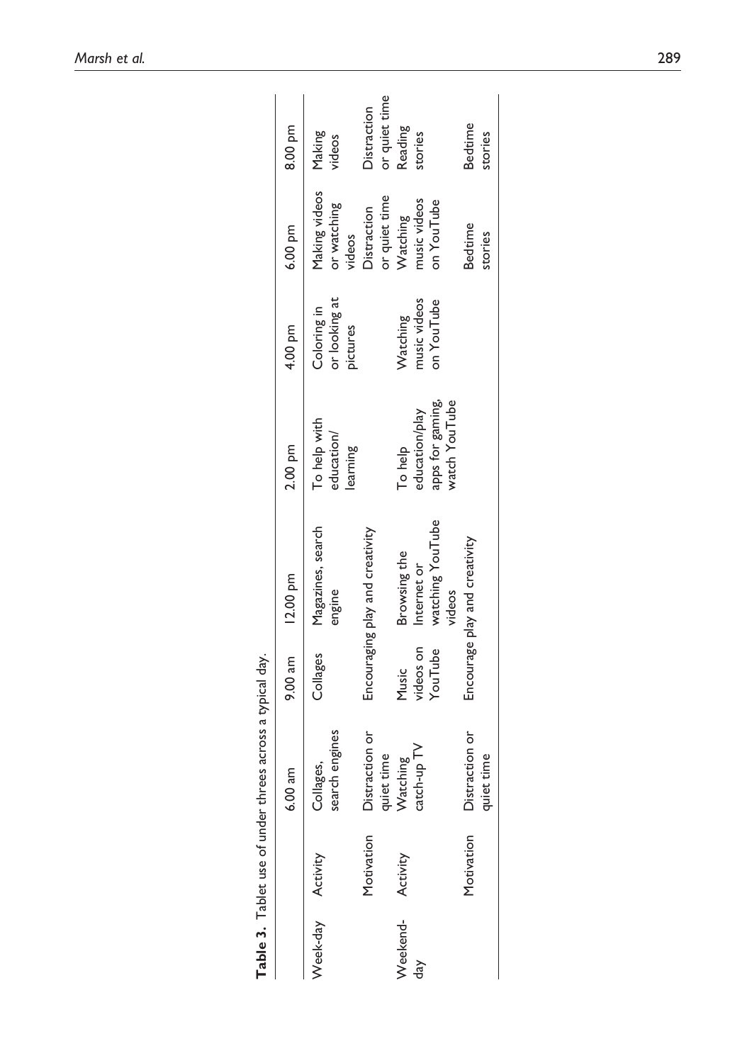**Table 3.** Tablet use of under threes across a typical day.

| | | 6.00 am | 9.00 am | 12.00 pm | 2.00 pm | 4.00 pm | 6.00 pm | 8.00 pm |
|---|---|---|---|---|---|---|---|---|
| Week-day | Activity | Collages, search engines | Collages | Magazines, search engine | To help with education/ learning | Coloring in or looking at pictures | Making videos or watching videos | Making videos |
| | Motivation | Distraction or quiet time | Encouraging play and creativity | | | | Distraction or quiet time | Distraction or quiet time |
| Weekend-day | Activity | Watching catch-up TV | Music videos on YouTube | Browsing the Internet or watching YouTube videos | To help education/play apps for gaming, watch YouTube | Watching music videos on YouTube | Watching music videos on YouTube | Reading stories |
| | Motivation | Distraction or quiet time | Encourage play and creativity | | | | Bedtime stories | Bedtime stories |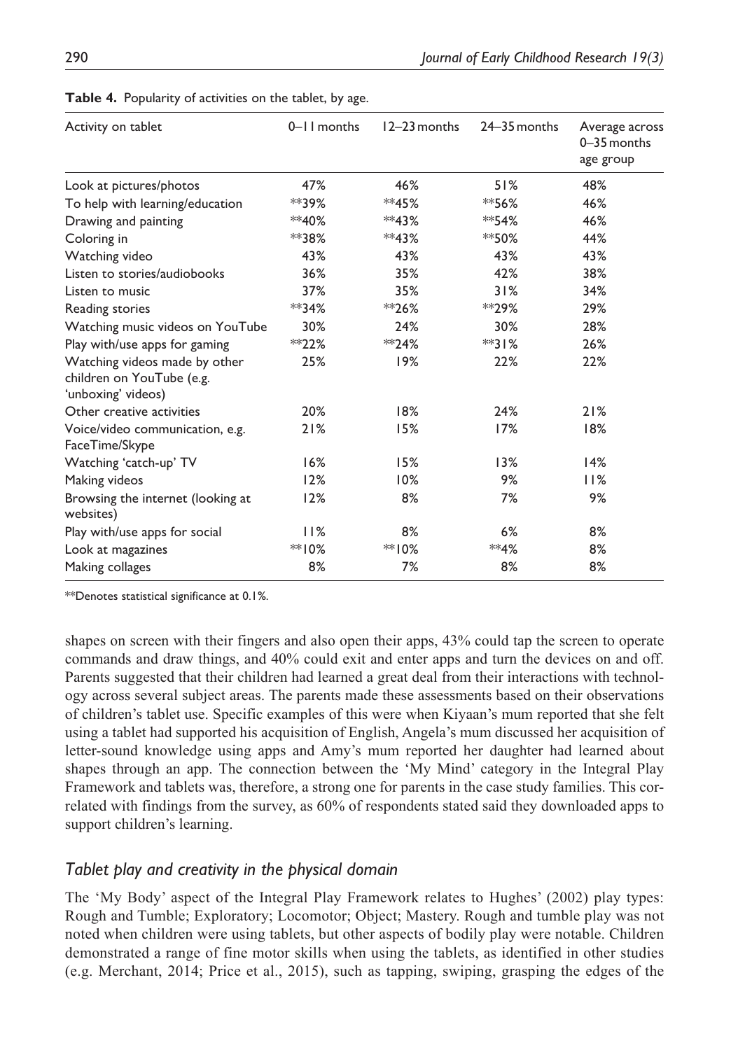**Table 4.** Popularity of activities on the tablet, by age.

| Activity on tablet | 0–11 months | 12–23 months | 24–35 months | Average across 0–35 months age group |
|---|---|---|---|---|
| Look at pictures/photos | 47% | 46% | 51% | 48% |
| To help with learning/education | **39% | **45% | **56% | 46% |
| Drawing and painting | **40% | **43% | **54% | 46% |
| Coloring in | **38% | **43% | **50% | 44% |
| Watching video | 43% | 43% | 43% | 43% |
| Listen to stories/audiobooks | 36% | 35% | 42% | 38% |
| Listen to music | 37% | 35% | 31% | 34% |
| Reading stories | **34% | **26% | **29% | 29% |
| Watching music videos on YouTube | 30% | 24% | 30% | 28% |
| Play with/use apps for gaming | **22% | **24% | **31% | 26% |
| Watching videos made by other children on YouTube (e.g. 'unboxing' videos) | 25% | 19% | 22% | 22% |
| Other creative activities | 20% | 18% | 24% | 21% |
| Voice/video communication, e.g. FaceTime/Skype | 21% | 15% | 17% | 18% |
| Watching 'catch-up' TV | 16% | 15% | 13% | 14% |
| Making videos | 12% | 10% | 9% | 11% |
| Browsing the internet (looking at websites) | 12% | 8% | 7% | 9% |
| Play with/use apps for social | 11% | 8% | 6% | 8% |
| Look at magazines | **10% | **10% | **4% | 8% |
| Making collages | 8% | 7% | 8% | 8% |

**Denotes statistical significance at 0.1%.

shapes on screen with their fingers and also open their apps, 43% could tap the screen to operate commands and draw things, and 40% could exit and enter apps and turn the devices on and off. Parents suggested that their children had learned a great deal from their interactions with technology across several subject areas. The parents made these assessments based on their observations of children's tablet use. Specific examples of this were when Kiyaan's mum reported that she felt using a tablet had supported his acquisition of English, Angela's mum discussed her acquisition of letter-sound knowledge using apps and Amy's mum reported her daughter had learned about shapes through an app. The connection between the 'My Mind' category in the Integral Play Framework and tablets was, therefore, a strong one for parents in the case study families. This correlated with findings from the survey, as 60% of respondents stated said they downloaded apps to support children's learning.

### *Tablet play and creativity in the physical domain*

The 'My Body' aspect of the Integral Play Framework relates to Hughes' (2002) play types: Rough and Tumble; Exploratory; Locomotor; Object; Mastery. Rough and tumble play was not noted when children were using tablets, but other aspects of bodily play were notable. Children demonstrated a range of fine motor skills when using the tablets, as identified in other studies (e.g. Merchant, 2014; Price et al., 2015), such as tapping, swiping, grasping the edges of the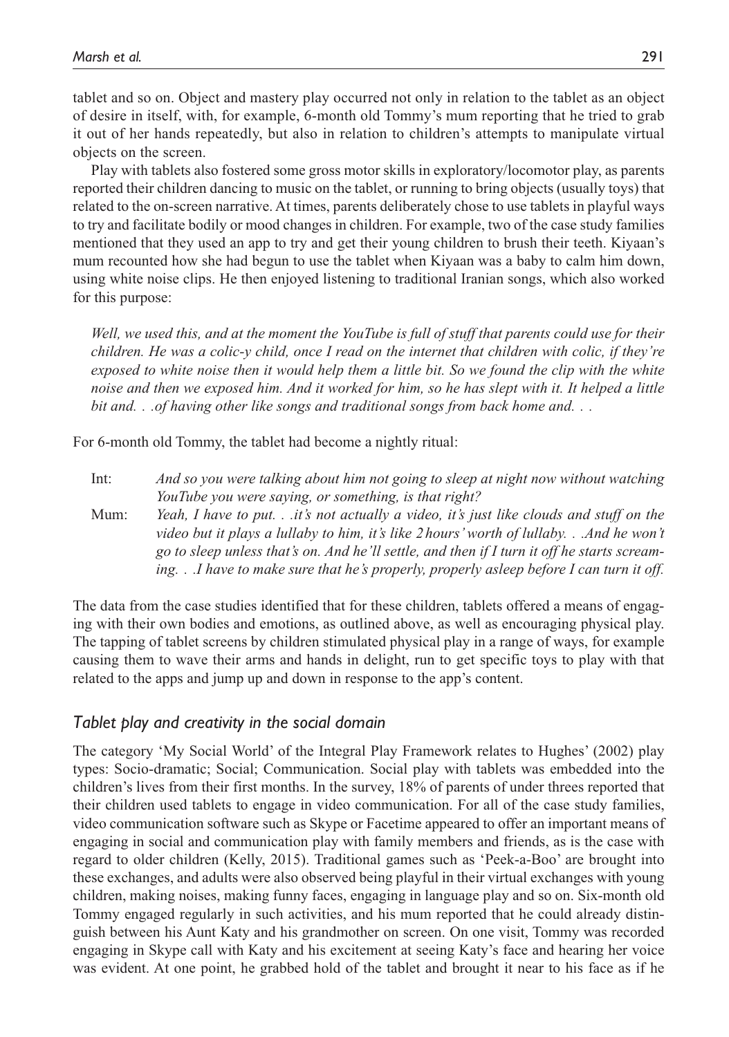tablet and so on. Object and mastery play occurred not only in relation to the tablet as an object of desire in itself, with, for example, 6-month old Tommy's mum reporting that he tried to grab it out of her hands repeatedly, but also in relation to children's attempts to manipulate virtual objects on the screen.

Play with tablets also fostered some gross motor skills in exploratory/locomotor play, as parents reported their children dancing to music on the tablet, or running to bring objects (usually toys) that related to the on-screen narrative. At times, parents deliberately chose to use tablets in playful ways to try and facilitate bodily or mood changes in children. For example, two of the case study families mentioned that they used an app to try and get their young children to brush their teeth. Kiyaan's mum recounted how she had begun to use the tablet when Kiyaan was a baby to calm him down, using white noise clips. He then enjoyed listening to traditional Iranian songs, which also worked for this purpose:

> *Well, we used this, and at the moment the YouTube is full of stuff that parents could use for their children. He was a colic-y child, once I read on the internet that children with colic, if they're exposed to white noise then it would help them a little bit. So we found the clip with the white noise and then we exposed him. And it worked for him, so he has slept with it. It helped a little bit and. . .of having other like songs and traditional songs from back home and. . .*

For 6-month old Tommy, the tablet had become a nightly ritual:

> Int: *And so you were talking about him not going to sleep at night now without watching YouTube you were saying, or something, is that right?*
>
> Mum: *Yeah, I have to put. . .it's not actually a video, it's just like clouds and stuff on the video but it plays a lullaby to him, it's like 2 hours' worth of lullaby. . .And he won't go to sleep unless that's on. And he'll settle, and then if I turn it off he starts screaming. . .I have to make sure that he's properly, properly asleep before I can turn it off.*

The data from the case studies identified that for these children, tablets offered a means of engaging with their own bodies and emotions, as outlined above, as well as encouraging physical play. The tapping of tablet screens by children stimulated physical play in a range of ways, for example causing them to wave their arms and hands in delight, run to get specific toys to play with that related to the apps and jump up and down in response to the app's content.

### *Tablet play and creativity in the social domain*

The category 'My Social World' of the Integral Play Framework relates to Hughes' (2002) play types: Socio-dramatic; Social; Communication. Social play with tablets was embedded into the children's lives from their first months. In the survey, 18% of parents of under threes reported that their children used tablets to engage in video communication. For all of the case study families, video communication software such as Skype or Facetime appeared to offer an important means of engaging in social and communication play with family members and friends, as is the case with regard to older children (Kelly, 2015). Traditional games such as 'Peek-a-Boo' are brought into these exchanges, and adults were also observed being playful in their virtual exchanges with young children, making noises, making funny faces, engaging in language play and so on. Six-month old Tommy engaged regularly in such activities, and his mum reported that he could already distinguish between his Aunt Katy and his grandmother on screen. On one visit, Tommy was recorded engaging in Skype call with Katy and his excitement at seeing Katy's face and hearing her voice was evident. At one point, he grabbed hold of the tablet and brought it near to his face as if he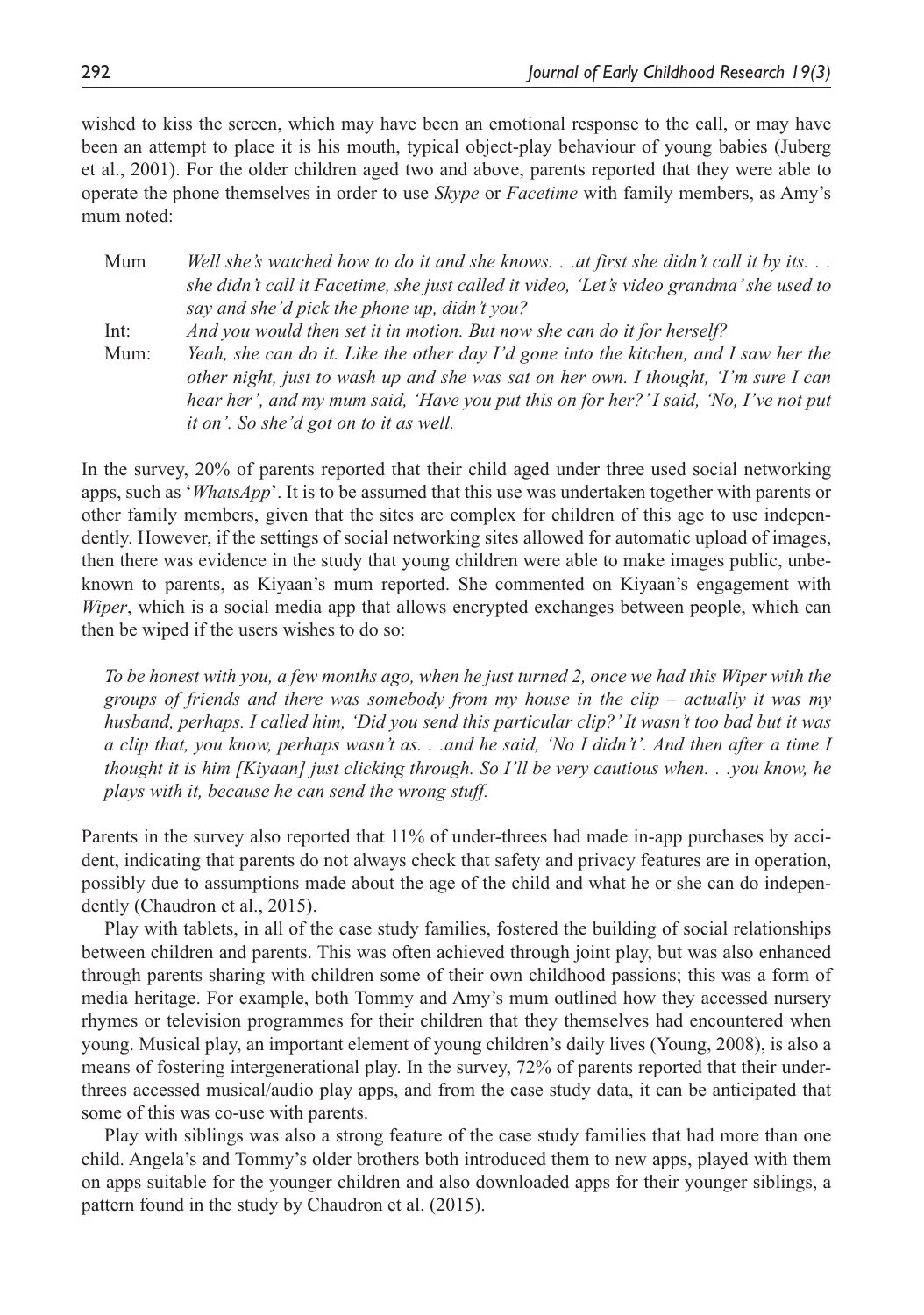wished to kiss the screen, which may have been an emotional response to the call, or may have been an attempt to place it is his mouth, typical object-play behaviour of young babies (Juberg et al., 2001). For the older children aged two and above, parents reported that they were able to operate the phone themselves in order to use *Skype* or *Facetime* with family members, as Amy's mum noted:

Mum *Well she's watched how to do it and she knows. . .at first she didn't call it by its. . . she didn't call it Facetime, she just called it video, 'Let's video grandma' she used to say and she'd pick the phone up, didn't you?*

Int: *And you would then set it in motion. But now she can do it for herself?*

Mum: *Yeah, she can do it. Like the other day I'd gone into the kitchen, and I saw her the other night, just to wash up and she was sat on her own. I thought, 'I'm sure I can hear her', and my mum said, 'Have you put this on for her?' I said, 'No, I've not put it on'. So she'd got on to it as well.*

In the survey, 20% of parents reported that their child aged under three used social networking apps, such as '*WhatsApp*'. It is to be assumed that this use was undertaken together with parents or other family members, given that the sites are complex for children of this age to use independently. However, if the settings of social networking sites allowed for automatic upload of images, then there was evidence in the study that young children were able to make images public, unbeknown to parents, as Kiyaan's mum reported. She commented on Kiyaan's engagement with *Wiper*, which is a social media app that allows encrypted exchanges between people, which can then be wiped if the users wishes to do so:

> *To be honest with you, a few months ago, when he just turned 2, once we had this Wiper with the groups of friends and there was somebody from my house in the clip – actually it was my husband, perhaps. I called him, 'Did you send this particular clip?' It wasn't too bad but it was a clip that, you know, perhaps wasn't as. . .and he said, 'No I didn't'. And then after a time I thought it is him [Kiyaan] just clicking through. So I'll be very cautious when. . .you know, he plays with it, because he can send the wrong stuff.*

Parents in the survey also reported that 11% of under-threes had made in-app purchases by accident, indicating that parents do not always check that safety and privacy features are in operation, possibly due to assumptions made about the age of the child and what he or she can do independently (Chaudron et al., 2015).

Play with tablets, in all of the case study families, fostered the building of social relationships between children and parents. This was often achieved through joint play, but was also enhanced through parents sharing with children some of their own childhood passions; this was a form of media heritage. For example, both Tommy and Amy's mum outlined how they accessed nursery rhymes or television programmes for their children that they themselves had encountered when young. Musical play, an important element of young children's daily lives (Young, 2008), is also a means of fostering intergenerational play. In the survey, 72% of parents reported that their under-threes accessed musical/audio play apps, and from the case study data, it can be anticipated that some of this was co-use with parents.

Play with siblings was also a strong feature of the case study families that had more than one child. Angela's and Tommy's older brothers both introduced them to new apps, played with them on apps suitable for the younger children and also downloaded apps for their younger siblings, a pattern found in the study by Chaudron et al. (2015).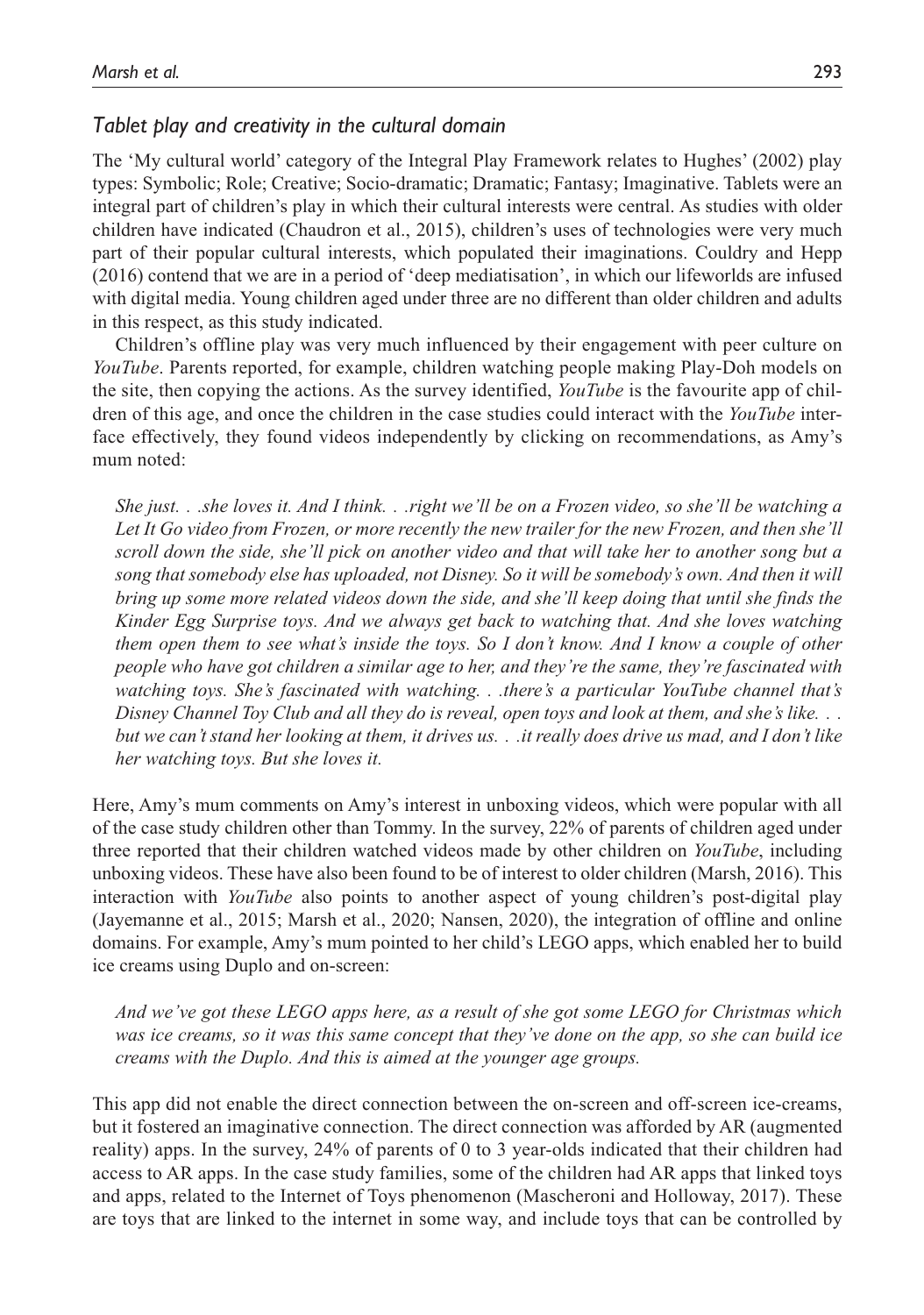### *Tablet play and creativity in the cultural domain*

The 'My cultural world' category of the Integral Play Framework relates to Hughes' (2002) play types: Symbolic; Role; Creative; Socio-dramatic; Dramatic; Fantasy; Imaginative. Tablets were an integral part of children's play in which their cultural interests were central. As studies with older children have indicated (Chaudron et al., 2015), children's uses of technologies were very much part of their popular cultural interests, which populated their imaginations. Couldry and Hepp (2016) contend that we are in a period of 'deep mediatisation', in which our lifeworlds are infused with digital media. Young children aged under three are no different than older children and adults in this respect, as this study indicated.

Children's offline play was very much influenced by their engagement with peer culture on *YouTube*. Parents reported, for example, children watching people making Play-Doh models on the site, then copying the actions. As the survey identified, *YouTube* is the favourite app of children of this age, and once the children in the case studies could interact with the *YouTube* interface effectively, they found videos independently by clicking on recommendations, as Amy's mum noted:

> *She just. . .she loves it. And I think. . .right we'll be on a Frozen video, so she'll be watching a Let It Go video from Frozen, or more recently the new trailer for the new Frozen, and then she'll scroll down the side, she'll pick on another video and that will take her to another song but a song that somebody else has uploaded, not Disney. So it will be somebody's own. And then it will bring up some more related videos down the side, and she'll keep doing that until she finds the Kinder Egg Surprise toys. And we always get back to watching that. And she loves watching them open them to see what's inside the toys. So I don't know. And I know a couple of other people who have got children a similar age to her, and they're the same, they're fascinated with watching toys. She's fascinated with watching. . .there's a particular YouTube channel that's Disney Channel Toy Club and all they do is reveal, open toys and look at them, and she's like. . . but we can't stand her looking at them, it drives us. . .it really does drive us mad, and I don't like her watching toys. But she loves it.*

Here, Amy's mum comments on Amy's interest in unboxing videos, which were popular with all of the case study children other than Tommy. In the survey, 22% of parents of children aged under three reported that their children watched videos made by other children on *YouTube*, including unboxing videos. These have also been found to be of interest to older children (Marsh, 2016). This interaction with *YouTube* also points to another aspect of young children's post-digital play (Jayemanne et al., 2015; Marsh et al., 2020; Nansen, 2020), the integration of offline and online domains. For example, Amy's mum pointed to her child's LEGO apps, which enabled her to build ice creams using Duplo and on-screen:

> *And we've got these LEGO apps here, as a result of she got some LEGO for Christmas which was ice creams, so it was this same concept that they've done on the app, so she can build ice creams with the Duplo. And this is aimed at the younger age groups.*

This app did not enable the direct connection between the on-screen and off-screen ice-creams, but it fostered an imaginative connection. The direct connection was afforded by AR (augmented reality) apps. In the survey, 24% of parents of 0 to 3 year-olds indicated that their children had access to AR apps. In the case study families, some of the children had AR apps that linked toys and apps, related to the Internet of Toys phenomenon (Mascheroni and Holloway, 2017). These are toys that are linked to the internet in some way, and include toys that can be controlled by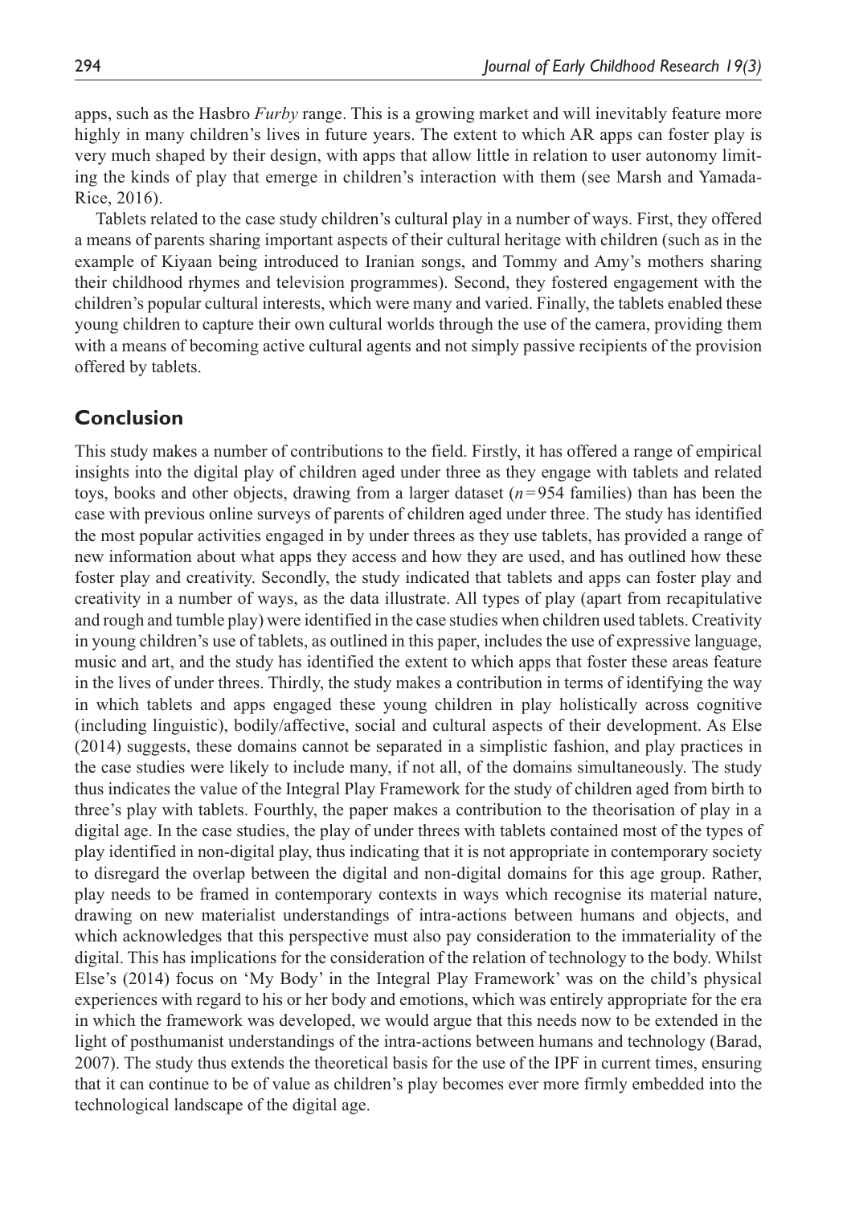apps, such as the Hasbro *Furby* range. This is a growing market and will inevitably feature more highly in many children's lives in future years. The extent to which AR apps can foster play is very much shaped by their design, with apps that allow little in relation to user autonomy limiting the kinds of play that emerge in children's interaction with them (see Marsh and Yamada-Rice, 2016).

Tablets related to the case study children's cultural play in a number of ways. First, they offered a means of parents sharing important aspects of their cultural heritage with children (such as in the example of Kiyaan being introduced to Iranian songs, and Tommy and Amy's mothers sharing their childhood rhymes and television programmes). Second, they fostered engagement with the children's popular cultural interests, which were many and varied. Finally, the tablets enabled these young children to capture their own cultural worlds through the use of the camera, providing them with a means of becoming active cultural agents and not simply passive recipients of the provision offered by tablets.

## Conclusion

This study makes a number of contributions to the field. Firstly, it has offered a range of empirical insights into the digital play of children aged under three as they engage with tablets and related toys, books and other objects, drawing from a larger dataset ($n=954$ families) than has been the case with previous online surveys of parents of children aged under three. The study has identified the most popular activities engaged in by under threes as they use tablets, has provided a range of new information about what apps they access and how they are used, and has outlined how these foster play and creativity. Secondly, the study indicated that tablets and apps can foster play and creativity in a number of ways, as the data illustrate. All types of play (apart from recapitulative and rough and tumble play) were identified in the case studies when children used tablets. Creativity in young children's use of tablets, as outlined in this paper, includes the use of expressive language, music and art, and the study has identified the extent to which apps that foster these areas feature in the lives of under threes. Thirdly, the study makes a contribution in terms of identifying the way in which tablets and apps engaged these young children in play holistically across cognitive (including linguistic), bodily/affective, social and cultural aspects of their development. As Else (2014) suggests, these domains cannot be separated in a simplistic fashion, and play practices in the case studies were likely to include many, if not all, of the domains simultaneously. The study thus indicates the value of the Integral Play Framework for the study of children aged from birth to three's play with tablets. Fourthly, the paper makes a contribution to the theorisation of play in a digital age. In the case studies, the play of under threes with tablets contained most of the types of play identified in non-digital play, thus indicating that it is not appropriate in contemporary society to disregard the overlap between the digital and non-digital domains for this age group. Rather, play needs to be framed in contemporary contexts in ways which recognise its material nature, drawing on new materialist understandings of intra-actions between humans and objects, and which acknowledges that this perspective must also pay consideration to the immateriality of the digital. This has implications for the consideration of the relation of technology to the body. Whilst Else's (2014) focus on 'My Body' in the Integral Play Framework' was on the child's physical experiences with regard to his or her body and emotions, which was entirely appropriate for the era in which the framework was developed, we would argue that this needs now to be extended in the light of posthumanist understandings of the intra-actions between humans and technology (Barad, 2007). The study thus extends the theoretical basis for the use of the IPF in current times, ensuring that it can continue to be of value as children's play becomes ever more firmly embedded into the technological landscape of the digital age.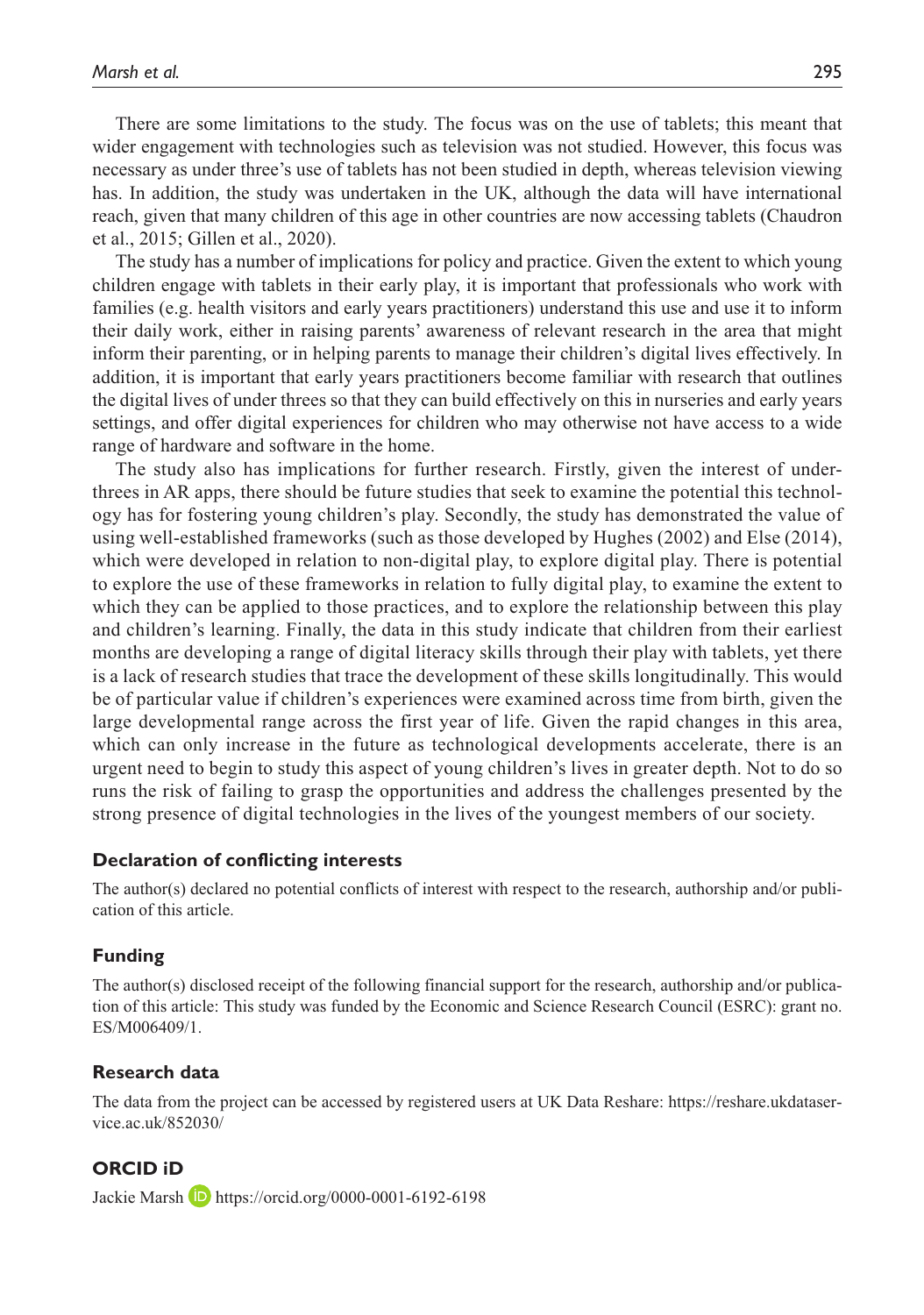There are some limitations to the study. The focus was on the use of tablets; this meant that wider engagement with technologies such as television was not studied. However, this focus was necessary as under three's use of tablets has not been studied in depth, whereas television viewing has. In addition, the study was undertaken in the UK, although the data will have international reach, given that many children of this age in other countries are now accessing tablets (Chaudron et al., 2015; Gillen et al., 2020).

The study has a number of implications for policy and practice. Given the extent to which young children engage with tablets in their early play, it is important that professionals who work with families (e.g. health visitors and early years practitioners) understand this use and use it to inform their daily work, either in raising parents' awareness of relevant research in the area that might inform their parenting, or in helping parents to manage their children's digital lives effectively. In addition, it is important that early years practitioners become familiar with research that outlines the digital lives of under threes so that they can build effectively on this in nurseries and early years settings, and offer digital experiences for children who may otherwise not have access to a wide range of hardware and software in the home.

The study also has implications for further research. Firstly, given the interest of under-threes in AR apps, there should be future studies that seek to examine the potential this technology has for fostering young children's play. Secondly, the study has demonstrated the value of using well-established frameworks (such as those developed by Hughes (2002) and Else (2014), which were developed in relation to non-digital play, to explore digital play. There is potential to explore the use of these frameworks in relation to fully digital play, to examine the extent to which they can be applied to those practices, and to explore the relationship between this play and children's learning. Finally, the data in this study indicate that children from their earliest months are developing a range of digital literacy skills through their play with tablets, yet there is a lack of research studies that trace the development of these skills longitudinally. This would be of particular value if children's experiences were examined across time from birth, given the large developmental range across the first year of life. Given the rapid changes in this area, which can only increase in the future as technological developments accelerate, there is an urgent need to begin to study this aspect of young children's lives in greater depth. Not to do so runs the risk of failing to grasp the opportunities and address the challenges presented by the strong presence of digital technologies in the lives of the youngest members of our society.

## Declaration of conflicting interests

The author(s) declared no potential conflicts of interest with respect to the research, authorship and/or publication of this article.

## Funding

The author(s) disclosed receipt of the following financial support for the research, authorship and/or publication of this article: This study was funded by the Economic and Science Research Council (ESRC): grant no. ES/M006409/1.

## Research data

The data from the project can be accessed by registered users at UK Data Reshare: https://reshare.ukdataservice.ac.uk/852030/

## ORCID iD

Jackie Marsh https://orcid.org/0000-0001-6192-6198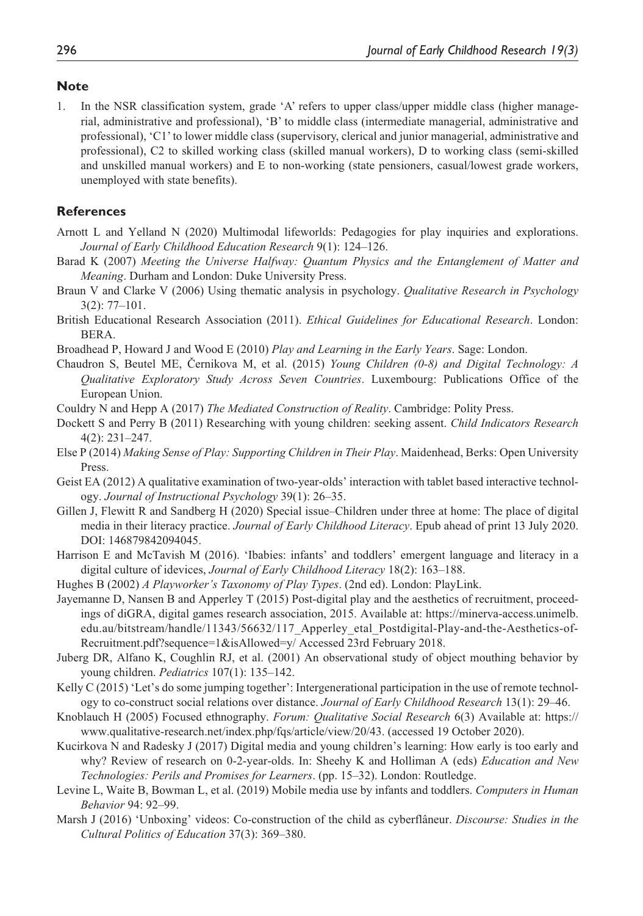## Note

1. In the NSR classification system, grade 'A' refers to upper class/upper middle class (higher managerial, administrative and professional), 'B' to middle class (intermediate managerial, administrative and professional), 'C1' to lower middle class (supervisory, clerical and junior managerial, administrative and professional), C2 to skilled working class (skilled manual workers), D to working class (semi-skilled and unskilled manual workers) and E to non-working (state pensioners, casual/lowest grade workers, unemployed with state benefits).

## References

Arnott L and Yelland N (2020) Multimodal lifeworlds: Pedagogies for play inquiries and explorations. *Journal of Early Childhood Education Research* 9(1): 124–126.

Barad K (2007) *Meeting the Universe Halfway: Quantum Physics and the Entanglement of Matter and Meaning*. Durham and London: Duke University Press.

Braun V and Clarke V (2006) Using thematic analysis in psychology. *Qualitative Research in Psychology* 3(2): 77–101.

British Educational Research Association (2011). *Ethical Guidelines for Educational Research*. London: BERA.

Broadhead P, Howard J and Wood E (2010) *Play and Learning in the Early Years*. Sage: London.

Chaudron S, Beutel ME, Černikova M, et al. (2015) *Young Children (0-8) and Digital Technology: A Qualitative Exploratory Study Across Seven Countries*. Luxembourg: Publications Office of the European Union.

Couldry N and Hepp A (2017) *The Mediated Construction of Reality*. Cambridge: Polity Press.

Dockett S and Perry B (2011) Researching with young children: seeking assent. *Child Indicators Research* 4(2): 231–247.

Else P (2014) *Making Sense of Play: Supporting Children in Their Play*. Maidenhead, Berks: Open University Press.

Geist EA (2012) A qualitative examination of two-year-olds' interaction with tablet based interactive technology. *Journal of Instructional Psychology* 39(1): 26–35.

Gillen J, Flewitt R and Sandberg H (2020) Special issue–Children under three at home: The place of digital media in their literacy practice. *Journal of Early Childhood Literacy*. Epub ahead of print 13 July 2020. DOI: 146879842094045.

Harrison E and McTavish M (2016). 'Ibabies: infants' and toddlers' emergent language and literacy in a digital culture of idevices, *Journal of Early Childhood Literacy* 18(2): 163–188.

Hughes B (2002) *A Playworker's Taxonomy of Play Types*. (2nd ed). London: PlayLink.

Jayemanne D, Nansen B and Apperley T (2015) Post-digital play and the aesthetics of recruitment, proceedings of diGRA, digital games research association, 2015. Available at: https://minerva-access.unimelb.edu.au/bitstream/handle/11343/56632/117_Apperley_etal_Postdigital-Play-and-the-Aesthetics-of-Recruitment.pdf?sequence=1&isAllowed=y/ Accessed 23rd February 2018.

Juberg DR, Alfano K, Coughlin RJ, et al. (2001) An observational study of object mouthing behavior by young children. *Pediatrics* 107(1): 135–142.

Kelly C (2015) 'Let's do some jumping together': Intergenerational participation in the use of remote technology to co-construct social relations over distance. *Journal of Early Childhood Research* 13(1): 29–46.

Knoblauch H (2005) Focused ethnography. *Forum: Qualitative Social Research* 6(3) Available at: https://www.qualitative-research.net/index.php/fqs/article/view/20/43. (accessed 19 October 2020).

Kucirkova N and Radesky J (2017) Digital media and young children's learning: How early is too early and why? Review of research on 0-2-year-olds. In: Sheehy K and Holliman A (eds) *Education and New Technologies: Perils and Promises for Learners*. (pp. 15–32). London: Routledge.

Levine L, Waite B, Bowman L, et al. (2019) Mobile media use by infants and toddlers. *Computers in Human Behavior* 94: 92–99.

Marsh J (2016) 'Unboxing' videos: Co-construction of the child as cyberflâneur. *Discourse: Studies in the Cultural Politics of Education* 37(3): 369–380.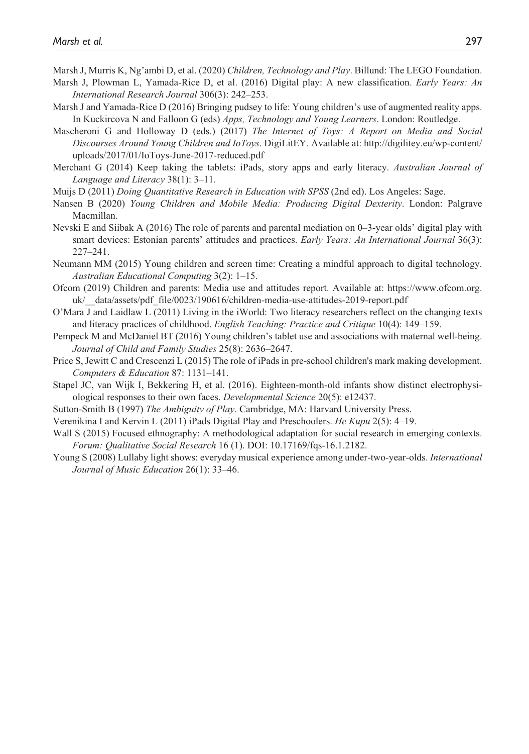Marsh J, Murris K, Ng'ambi D, et al. (2020) *Children, Technology and Play*. Billund: The LEGO Foundation.

Marsh J, Plowman L, Yamada-Rice D, et al. (2016) Digital play: A new classification. *Early Years: An International Research Journal* 306(3): 242–253.

Marsh J and Yamada-Rice D (2016) Bringing pudsey to life: Young children's use of augmented reality apps. In Kuckircova N and Falloon G (eds) *Apps, Technology and Young Learners*. London: Routledge.

Mascheroni G and Holloway D (eds.) (2017) *The Internet of Toys: A Report on Media and Social Discourses Around Young Children and IoToys*. DigiLitEY. Available at: http://digilitey.eu/wp-content/uploads/2017/01/IoToys-June-2017-reduced.pdf

Merchant G (2014) Keep taking the tablets: iPads, story apps and early literacy. *Australian Journal of Language and Literacy* 38(1): 3–11.

Muijs D (2011) *Doing Quantitative Research in Education with SPSS* (2nd ed). Los Angeles: Sage.

Nansen B (2020) *Young Children and Mobile Media: Producing Digital Dexterity*. London: Palgrave Macmillan.

Nevski E and Siibak A (2016) The role of parents and parental mediation on 0–3-year olds' digital play with smart devices: Estonian parents' attitudes and practices. *Early Years: An International Journal* 36(3): 227–241.

Neumann MM (2015) Young children and screen time: Creating a mindful approach to digital technology. *Australian Educational Computing* 3(2): 1–15.

Ofcom (2019) Children and parents: Media use and attitudes report. Available at: https://www.ofcom.org.uk/__data/assets/pdf_file/0023/190616/children-media-use-attitudes-2019-report.pdf

O'Mara J and Laidlaw L (2011) Living in the iWorld: Two literacy researchers reflect on the changing texts and literacy practices of childhood. *English Teaching: Practice and Critique* 10(4): 149–159.

Pempeck M and McDaniel BT (2016) Young children's tablet use and associations with maternal well-being. *Journal of Child and Family Studies* 25(8): 2636–2647.

Price S, Jewitt C and Crescenzi L (2015) The role of iPads in pre-school children's mark making development. *Computers & Education* 87: 1131–141.

Stapel JC, van Wijk I, Bekkering H, et al. (2016). Eighteen-month-old infants show distinct electrophysiological responses to their own faces. *Developmental Science* 20(5): e12437.

Sutton-Smith B (1997) *The Ambiguity of Play*. Cambridge, MA: Harvard University Press.

Verenikina I and Kervin L (2011) iPads Digital Play and Preschoolers. *He Kupu* 2(5): 4–19.

Wall S (2015) Focused ethnography: A methodological adaptation for social research in emerging contexts. *Forum: Qualitative Social Research* 16 (1). DOI: 10.17169/fqs-16.1.2182.

Young S (2008) Lullaby light shows: everyday musical experience among under-two-year-olds. *International Journal of Music Education* 26(1): 33–46.